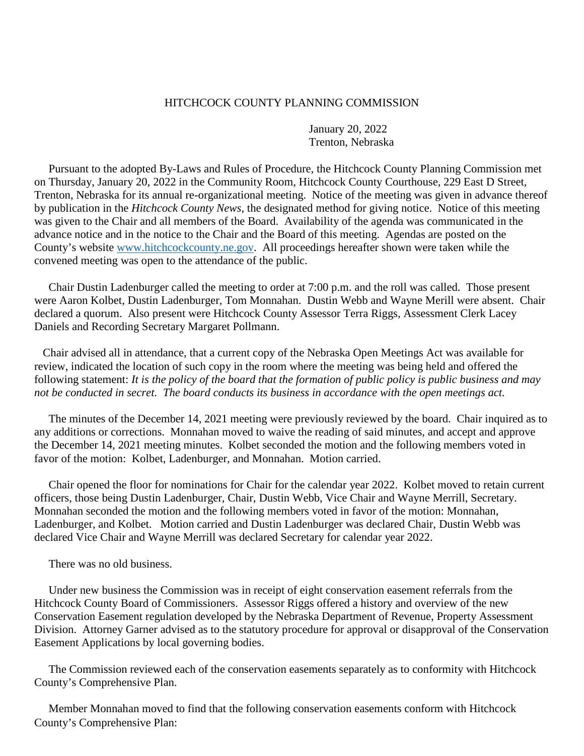HITCHCOCK COUNTY PLANNING COMMISSION

January 20, 2022
Trenton, Nebraska

Pursuant to the adopted By-Laws and Rules of Procedure, the Hitchcock County Planning Commission met on Thursday, January 20, 2022 in the Community Room, Hitchcock County Courthouse, 229 East D Street, Trenton, Nebraska for its annual re-organizational meeting. Notice of the meeting was given in advance thereof by publication in the *Hitchcock County News*, the designated method for giving notice. Notice of this meeting was given to the Chair and all members of the Board. Availability of the agenda was communicated in the advance notice and in the notice to the Chair and the Board of this meeting. Agendas are posted on the County's website www.hitchcockcounty.ne.gov. All proceedings hereafter shown were taken while the convened meeting was open to the attendance of the public.

Chair Dustin Ladenburger called the meeting to order at 7:00 p.m. and the roll was called. Those present were Aaron Kolbet, Dustin Ladenburger, Tom Monnahan. Dustin Webb and Wayne Merill were absent. Chair declared a quorum. Also present were Hitchcock County Assessor Terra Riggs, Assessment Clerk Lacey Daniels and Recording Secretary Margaret Pollmann.

Chair advised all in attendance, that a current copy of the Nebraska Open Meetings Act was available for review, indicated the location of such copy in the room where the meeting was being held and offered the following statement: *It is the policy of the board that the formation of public policy is public business and may not be conducted in secret. The board conducts its business in accordance with the open meetings act.*

The minutes of the December 14, 2021 meeting were previously reviewed by the board. Chair inquired as to any additions or corrections. Monnahan moved to waive the reading of said minutes, and accept and approve the December 14, 2021 meeting minutes. Kolbet seconded the motion and the following members voted in favor of the motion: Kolbet, Ladenburger, and Monnahan. Motion carried.

Chair opened the floor for nominations for Chair for the calendar year 2022. Kolbet moved to retain current officers, those being Dustin Ladenburger, Chair, Dustin Webb, Vice Chair and Wayne Merrill, Secretary. Monnahan seconded the motion and the following members voted in favor of the motion: Monnahan, Ladenburger, and Kolbet. Motion carried and Dustin Ladenburger was declared Chair, Dustin Webb was declared Vice Chair and Wayne Merrill was declared Secretary for calendar year 2022.

There was no old business.

Under new business the Commission was in receipt of eight conservation easement referrals from the Hitchcock County Board of Commissioners. Assessor Riggs offered a history and overview of the new Conservation Easement regulation developed by the Nebraska Department of Revenue, Property Assessment Division. Attorney Garner advised as to the statutory procedure for approval or disapproval of the Conservation Easement Applications by local governing bodies.

The Commission reviewed each of the conservation easements separately as to conformity with Hitchcock County's Comprehensive Plan.

Member Monnahan moved to find that the following conservation easements conform with Hitchcock County's Comprehensive Plan: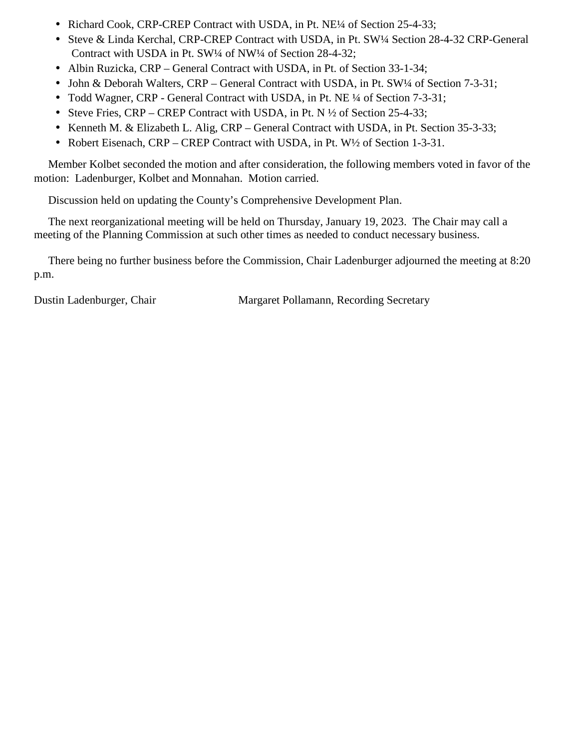- Richard Cook, CRP-CREP Contract with USDA, in Pt. NE¼ of Section 25-4-33;
- Steve & Linda Kerchal, CRP-CREP Contract with USDA, in Pt. SW¼ Section 28-4-32 CRP-General Contract with USDA in Pt. SW¼ of NW¼ of Section 28-4-32;
- Albin Ruzicka, CRP – General Contract with USDA, in Pt. of Section 33-1-34;
- John & Deborah Walters, CRP – General Contract with USDA, in Pt. SW¼ of Section 7-3-31;
- Todd Wagner, CRP - General Contract with USDA, in Pt. NE ¼ of Section 7-3-31;
- Steve Fries, CRP – CREP Contract with USDA, in Pt. N ½ of Section 25-4-33;
- Kenneth M. & Elizabeth L. Alig, CRP – General Contract with USDA, in Pt. Section 35-3-33;
- Robert Eisenach, CRP – CREP Contract with USDA, in Pt. W½ of Section 1-3-31.

Member Kolbet seconded the motion and after consideration, the following members voted in favor of the motion: Ladenburger, Kolbet and Monnahan. Motion carried.

Discussion held on updating the County's Comprehensive Development Plan.

The next reorganizational meeting will be held on Thursday, January 19, 2023. The Chair may call a meeting of the Planning Commission at such other times as needed to conduct necessary business.

There being no further business before the Commission, Chair Ladenburger adjourned the meeting at 8:20 p.m.

Dustin Ladenburger, Chair                    Margaret Pollamann, Recording Secretary